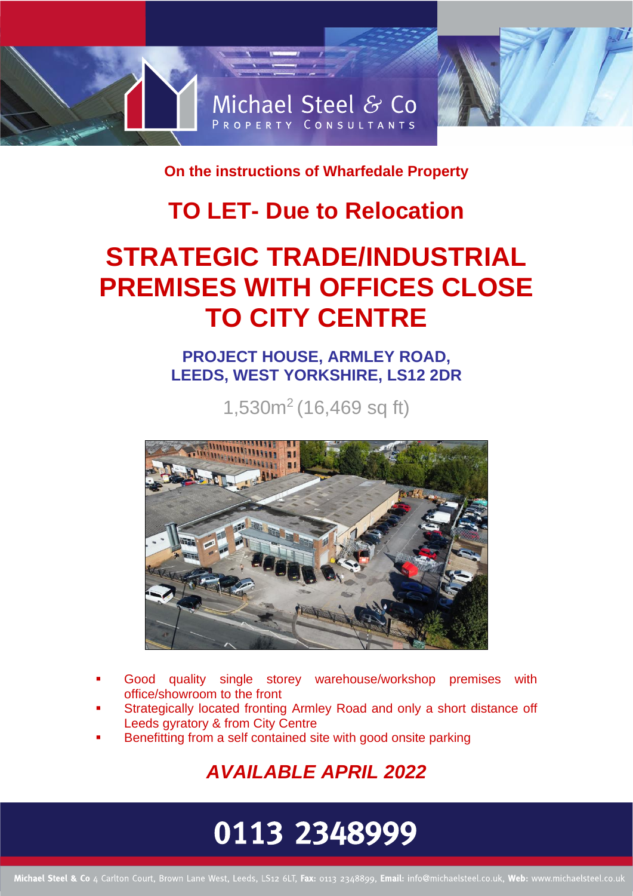Michael Steel & Co
PROPERTY CONSULTANTS

**On the instructions of Wharfedale Property**

## TO LET- Due to Relocation

# STRATEGIC TRADE/INDUSTRIAL PREMISES WITH OFFICES CLOSE TO CITY CENTRE

### PROJECT HOUSE, ARMLEY ROAD, LEEDS, WEST YORKSHIRE, LS12 2DR

1,530m$^2$ (16,469 sq ft)

- Good quality single storey warehouse/workshop premises with office/showroom to the front
- Strategically located fronting Armley Road and only a short distance off Leeds gyratory & from City Centre
- Benefitting from a self contained site with good onsite parking

## *AVAILABLE APRIL 2022*

**0113 2348999**

**Michael Steel & Co** 4 Carlton Court, Brown Lane West, Leeds, LS12 6LT, **Fax:** 0113 2348899, **Email:** info@michaelsteel.co.uk, **Web:** www.michaelsteel.co.uk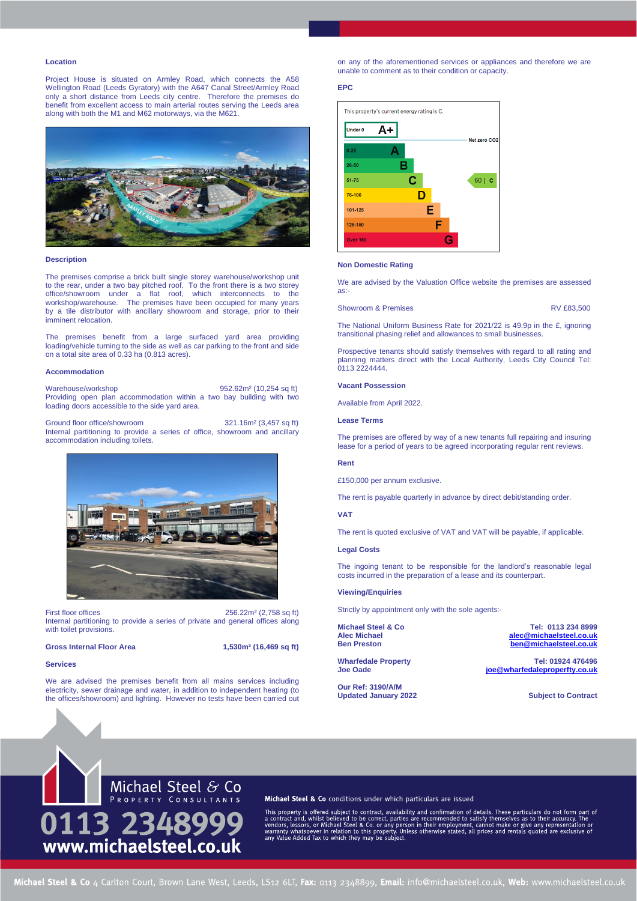## Location

Project House is situated on Armley Road, which connects the A58 Wellington Road (Leeds Gyratory) with the A647 Canal Street/Armley Road only a short distance from Leeds city centre. Therefore the premises do benefit from excellent access to main arterial routes serving the Leeds area along with both the M1 and M62 motorways, via the M621.

## Description

The premises comprise a brick built single storey warehouse/workshop unit to the rear, under a two bay pitched roof. To the front there is a two storey office/showroom under a flat roof, which interconnects to the workshop/warehouse. The premises have been occupied for many years by a tile distributor with ancillary showroom and storage, prior to their imminent relocation.

The premises benefit from a large surfaced yard area providing loading/vehicle turning to the side as well as car parking to the front and side on a total site area of 0.33 ha (0.813 acres).

## Accommodation

Warehouse/workshop — 952.62m² (10,254 sq ft)
Providing open plan accommodation within a two bay building with two loading doors accessible to the side yard area.

Ground floor office/showroom — 321.16m² (3,457 sq ft)
Internal partitioning to provide a series of office, showroom and ancillary accommodation including toilets.

First floor offices — 256.22m² (2,758 sq ft)
Internal partitioning to provide a series of private and general offices along with toilet provisions.

**Gross Internal Floor Area — 1,530m² (16,469 sq ft)**

## Services

We are advised the premises benefit from all mains services including electricity, sewer drainage and water, in addition to independent heating (to the offices/showroom) and lighting. However no tests have been carried out on any of the aforementioned services or appliances and therefore we are unable to comment as to their condition or capacity.

## EPC

This property's current energy rating is C.

Under 0 A+
Net zero CO2
0-25 A
26-50 B
51-75 C
76-100 D
101-125 E
126-150 F
Over 150 G
60 | C

## Non Domestic Rating

We are advised by the Valuation Office website the premises are assessed as:-

Showroom & Premises — RV £83,500

The National Uniform Business Rate for 2021/22 is 49.9p in the £, ignoring transitional phasing relief and allowances to small businesses.

Prospective tenants should satisfy themselves with regard to all rating and planning matters direct with the Local Authority, Leeds City Council Tel: 0113 2224444.

## Vacant Possession

Available from April 2022.

## Lease Terms

The premises are offered by way of a new tenants full repairing and insuring lease for a period of years to be agreed incorporating regular rent reviews.

## Rent

£150,000 per annum exclusive.

The rent is payable quarterly in advance by direct debit/standing order.

## VAT

The rent is quoted exclusive of VAT and VAT will be payable, if applicable.

## Legal Costs

The ingoing tenant to be responsible for the landlord's reasonable legal costs incurred in the preparation of a lease and its counterpart.

## Viewing/Enquiries

Strictly by appointment only with the sole agents:-

**Michael Steel & Co** — **Tel: 0113 234 8999**
**Alec Michael** — **alec@michaelsteel.co.uk**
**Ben Preston** — **ben@michaelsteel.co.uk**

**Wharfedale Property** — **Tel: 01924 476496**
**Joe Oade** — **joe@wharfedaleproperfty.co.uk**

**Our Ref: 3190/A/M**
**Updated January 2022**

**Subject to Contract**

Michael Steel & Co
PROPERTY CONSULTANTS
0113 2348999
www.michaelsteel.co.uk

**Michael Steel & Co** conditions under which particulars are issued

This property is offered subject to contract, availability and confirmation of details. These particulars do not form part of a contract and, whilst believed to be correct, parties are recommended to satisfy themselves as to their accuracy. The vendors, lessors, or Michael Steel & Co. or any person in their employment, cannot make or give any representation or warranty whatsoever in relation to this property. Unless otherwise stated, all prices and rentals quoted are exclusive of any Value Added Tax to which they may be subject.

**Michael Steel & Co** 4 Carlton Court, Brown Lane West, Leeds, LS12 6LT, **Fax:** 0113 2348899, **Email:** info@michaelsteel.co.uk, **Web:** www.michaelsteel.co.uk